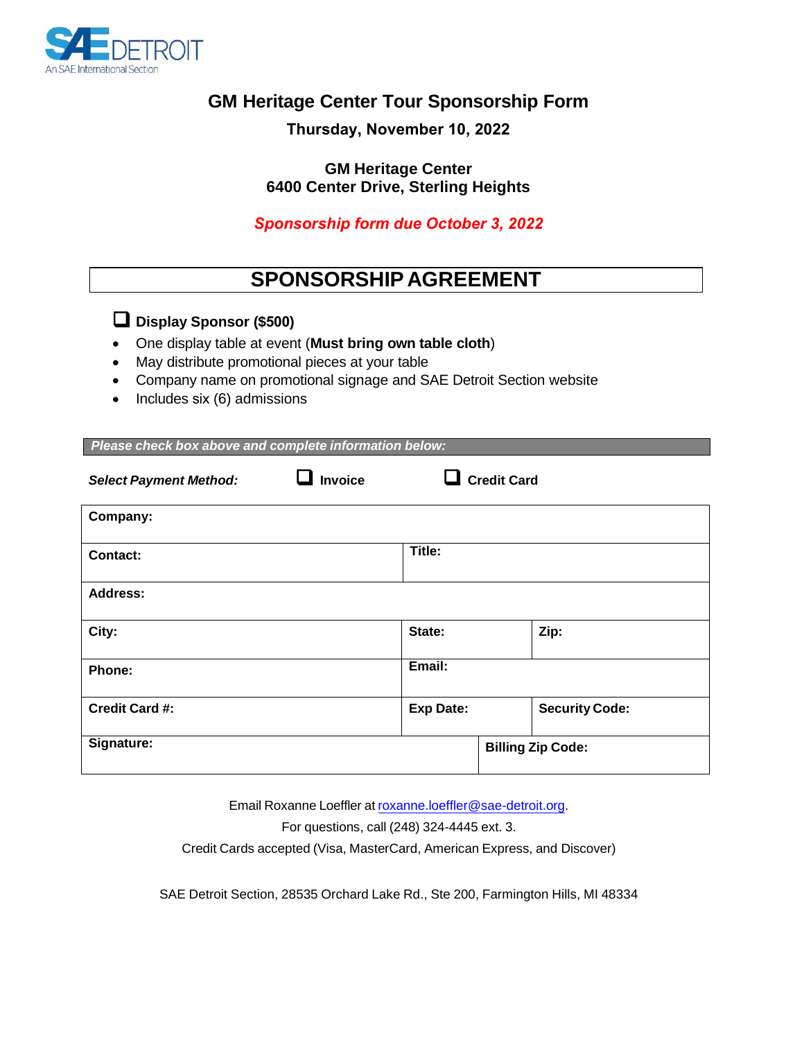SAE DETROIT
An SAE International Section

# GM Heritage Center Tour Sponsorship Form

**Thursday, November 10, 2022**

**GM Heritage Center**
**6400 Center Drive, Sterling Heights**

***Sponsorship form due October 3, 2022***

## SPONSORSHIP AGREEMENT

☐ **Display Sponsor ($500)**

- One display table at event (**Must bring own table cloth**)
- May distribute promotional pieces at your table
- Company name on promotional signage and SAE Detroit Section website
- Includes six (6) admissions

***Please check box above and complete information below:***

***Select Payment Method:*** ☐ **Invoice** ☐ **Credit Card**

| **Company:** | | |
|---|---|---|
| **Contact:** | **Title:** | |
| **Address:** | | |
| **City:** | **State:** | **Zip:** |
| **Phone:** | **Email:** | |
| **Credit Card #:** | **Exp Date:** | **Security Code:** |
| **Signature:** | | **Billing Zip Code:** |

Email Roxanne Loeffler at roxanne.loeffler@sae-detroit.org.

For questions, call (248) 324-4445 ext. 3.

Credit Cards accepted (Visa, MasterCard, American Express, and Discover)

SAE Detroit Section, 28535 Orchard Lake Rd., Ste 200, Farmington Hills, MI 48334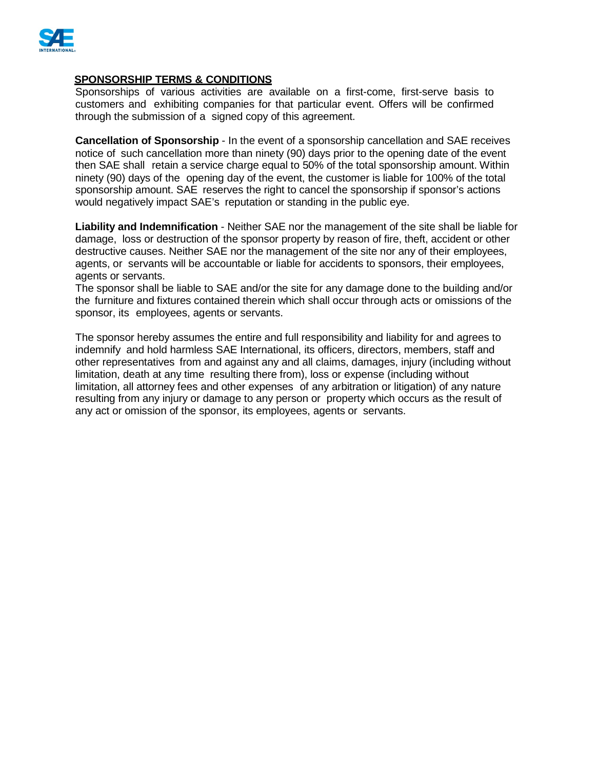**SPONSORSHIP TERMS & CONDITIONS**

Sponsorships of various activities are available on a first-come, first-serve basis to customers and exhibiting companies for that particular event. Offers will be confirmed through the submission of a signed copy of this agreement.

**Cancellation of Sponsorship** - In the event of a sponsorship cancellation and SAE receives notice of such cancellation more than ninety (90) days prior to the opening date of the event then SAE shall retain a service charge equal to 50% of the total sponsorship amount. Within ninety (90) days of the opening day of the event, the customer is liable for 100% of the total sponsorship amount. SAE reserves the right to cancel the sponsorship if sponsor's actions would negatively impact SAE's reputation or standing in the public eye.

**Liability and Indemnification** - Neither SAE nor the management of the site shall be liable for damage, loss or destruction of the sponsor property by reason of fire, theft, accident or other destructive causes. Neither SAE nor the management of the site nor any of their employees, agents, or servants will be accountable or liable for accidents to sponsors, their employees, agents or servants.

The sponsor shall be liable to SAE and/or the site for any damage done to the building and/or the furniture and fixtures contained therein which shall occur through acts or omissions of the sponsor, its employees, agents or servants.

The sponsor hereby assumes the entire and full responsibility and liability for and agrees to indemnify and hold harmless SAE International, its officers, directors, members, staff and other representatives from and against any and all claims, damages, injury (including without limitation, death at any time resulting there from), loss or expense (including without limitation, all attorney fees and other expenses of any arbitration or litigation) of any nature resulting from any injury or damage to any person or property which occurs as the result of any act or omission of the sponsor, its employees, agents or servants.